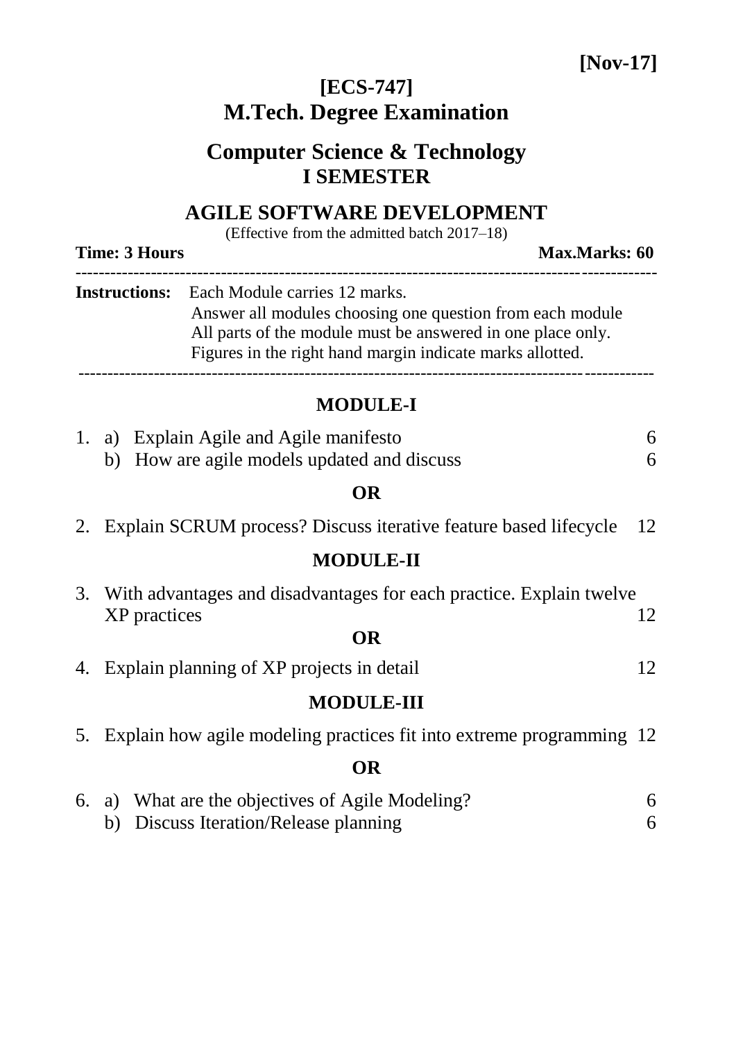**[Nov-17]**

# [ECS-747]
# M.Tech. Degree Examination

## Computer Science & Technology
## I SEMESTER

## AGILE SOFTWARE DEVELOPMENT

(Effective from the admitted batch 2017–18)

**Time: 3 Hours** **Max.Marks: 60**

---

**Instructions:** Each Module carries 12 marks.
Answer all modules choosing one question from each module
All parts of the module must be answered in one place only.
Figures in the right hand margin indicate marks allotted.

---

### MODULE-I

1. a) Explain Agile and Agile manifesto — 6
   b) How are agile models updated and discuss — 6

**OR**

2. Explain SCRUM process? Discuss iterative feature based lifecycle — 12

### MODULE-II

3. With advantages and disadvantages for each practice. Explain twelve XP practices — 12

**OR**

4. Explain planning of XP projects in detail — 12

### MODULE-III

5. Explain how agile modeling practices fit into extreme programming — 12

**OR**

6. a) What are the objectives of Agile Modeling? — 6
   b) Discuss Iteration/Release planning — 6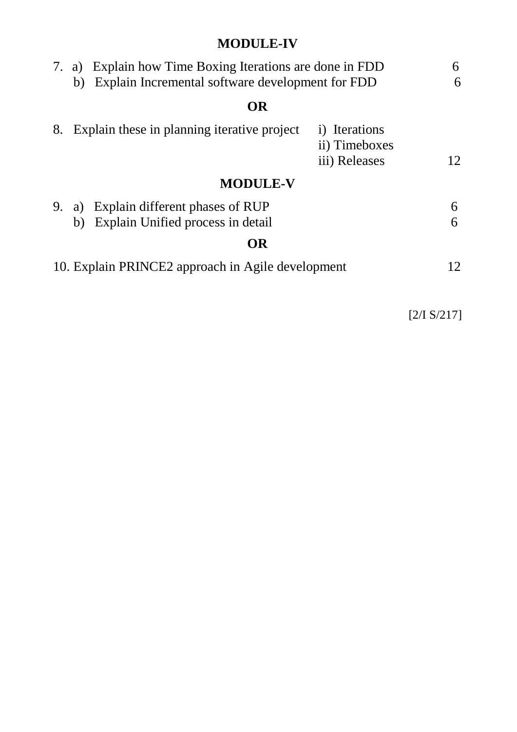## MODULE-IV

7. a) Explain how Time Boxing Iterations are done in FDD 6

   b) Explain Incremental software development for FDD 6

**OR**

8. Explain these in planning iterative project
   i) Iterations
   ii) Timeboxes
   iii) Releases 12

## MODULE-V

9. a) Explain different phases of RUP 6

   b) Explain Unified process in detail 6

**OR**

10. Explain PRINCE2 approach in Agile development 12

[2/I S/217]